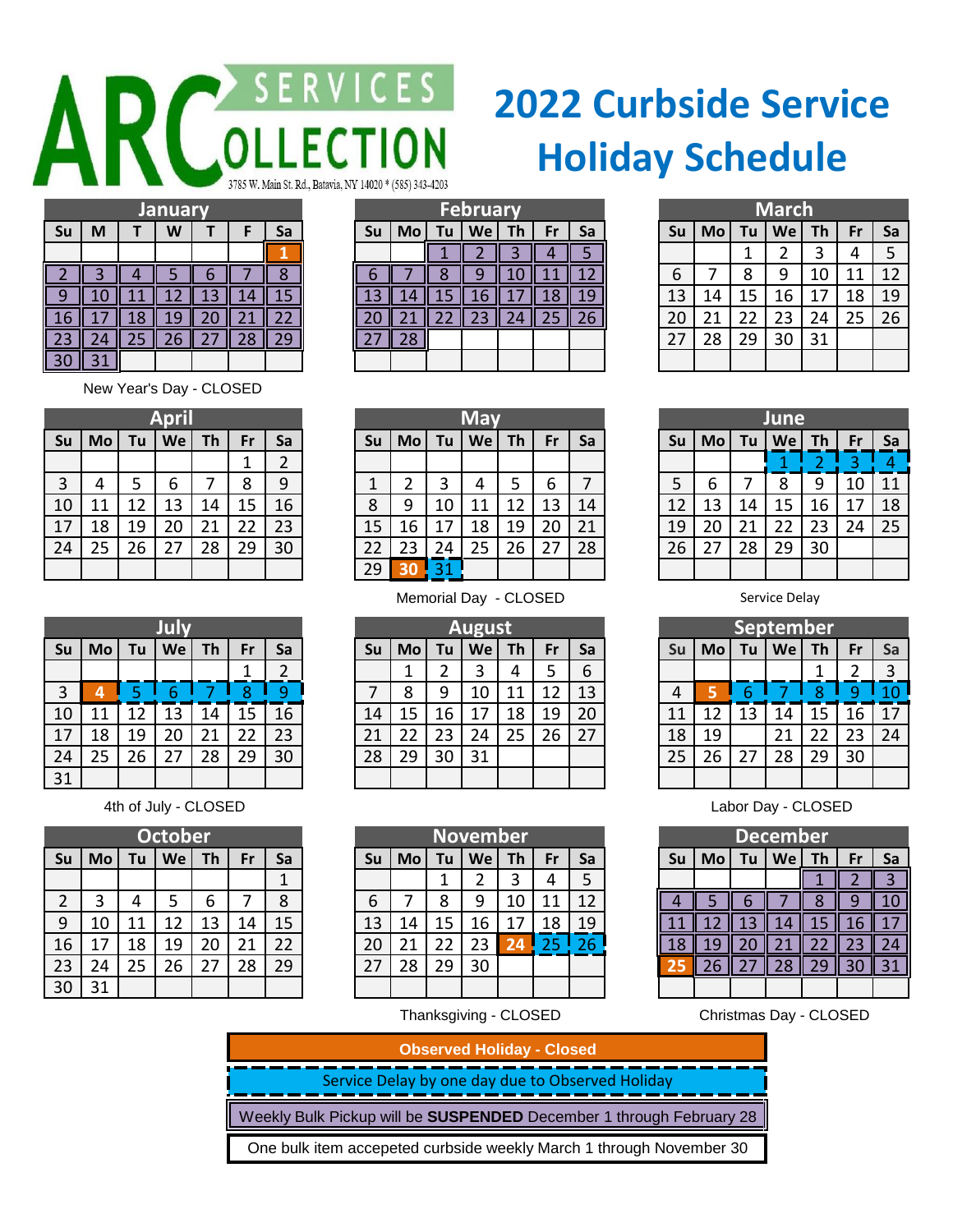ARC SERVICES COLLECTION

3785 W. Main St. Rd., Batavia, NY 14020 * (585) 343-4203

# 2022 Curbside Service Holiday Schedule

## January

| Su | M | T | W | T | F | Sa |
|---|---|---|---|---|---|---|
| | | | | | | 1 |
| 2 | 3 | 4 | 5 | 6 | 7 | 8 |
| 9 | 10 | 11 | 12 | 13 | 14 | 15 |
| 16 | 17 | 18 | 19 | 20 | 21 | 22 |
| 23 | 24 | 25 | 26 | 27 | 28 | 29 |
| 30 | 31 | | | | | |

New Year's Day - CLOSED

## February

| Su | Mo | Tu | We | Th | Fr | Sa |
|---|---|---|---|---|---|---|
| | | 1 | 2 | 3 | 4 | 5 |
| 6 | 7 | 8 | 9 | 10 | 11 | 12 |
| 13 | 14 | 15 | 16 | 17 | 18 | 19 |
| 20 | 21 | 22 | 23 | 24 | 25 | 26 |
| 27 | 28 | | | | | |

## March

| Su | Mo | Tu | We | Th | Fr | Sa |
|---|---|---|---|---|---|---|
| | | 1 | 2 | 3 | 4 | 5 |
| 6 | 7 | 8 | 9 | 10 | 11 | 12 |
| 13 | 14 | 15 | 16 | 17 | 18 | 19 |
| 20 | 21 | 22 | 23 | 24 | 25 | 26 |
| 27 | 28 | 29 | 30 | 31 | | |

## April

| Su | Mo | Tu | We | Th | Fr | Sa |
|---|---|---|---|---|---|---|
| | | | | | 1 | 2 |
| 3 | 4 | 5 | 6 | 7 | 8 | 9 |
| 10 | 11 | 12 | 13 | 14 | 15 | 16 |
| 17 | 18 | 19 | 20 | 21 | 22 | 23 |
| 24 | 25 | 26 | 27 | 28 | 29 | 30 |

## May

| Su | Mo | Tu | We | Th | Fr | Sa |
|---|---|---|---|---|---|---|
| 1 | 2 | 3 | 4 | 5 | 6 | 7 |
| 8 | 9 | 10 | 11 | 12 | 13 | 14 |
| 15 | 16 | 17 | 18 | 19 | 20 | 21 |
| 22 | 23 | 24 | 25 | 26 | 27 | 28 |
| 29 | 30 | 31 | | | | |

Memorial Day - CLOSED

## June

| Su | Mo | Tu | We | Th | Fr | Sa |
|---|---|---|---|---|---|---|
| | | | 1 | 2 | 3 | 4 |
| 5 | 6 | 7 | 8 | 9 | 10 | 11 |
| 12 | 13 | 14 | 15 | 16 | 17 | 18 |
| 19 | 20 | 21 | 22 | 23 | 24 | 25 |
| 26 | 27 | 28 | 29 | 30 | | |

Service Delay

## July

| Su | Mo | Tu | We | Th | Fr | Sa |
|---|---|---|---|---|---|---|
| | | | | | 1 | 2 |
| 3 | 4 | 5 | 6 | 7 | 8 | 9 |
| 10 | 11 | 12 | 13 | 14 | 15 | 16 |
| 17 | 18 | 19 | 20 | 21 | 22 | 23 |
| 24 | 25 | 26 | 27 | 28 | 29 | 30 |
| 31 | | | | | | |

4th of July - CLOSED

## August

| Su | Mo | Tu | We | Th | Fr | Sa |
|---|---|---|---|---|---|---|
| | 1 | 2 | 3 | 4 | 5 | 6 |
| 7 | 8 | 9 | 10 | 11 | 12 | 13 |
| 14 | 15 | 16 | 17 | 18 | 19 | 20 |
| 21 | 22 | 23 | 24 | 25 | 26 | 27 |
| 28 | 29 | 30 | 31 | | | |

## September

| Su | Mo | Tu | We | Th | Fr | Sa |
|---|---|---|---|---|---|---|
| | | | | 1 | 2 | 3 |
| 4 | 5 | 6 | 7 | 8 | 9 | 10 |
| 11 | 12 | 13 | 14 | 15 | 16 | 17 |
| 18 | 19 | | 21 | 22 | 23 | 24 |
| 25 | 26 | 27 | 28 | 29 | 30 | |

Labor Day - CLOSED

## October

| Su | Mo | Tu | We | Th | Fr | Sa |
|---|---|---|---|---|---|---|
| | | | | | | 1 |
| 2 | 3 | 4 | 5 | 6 | 7 | 8 |
| 9 | 10 | 11 | 12 | 13 | 14 | 15 |
| 16 | 17 | 18 | 19 | 20 | 21 | 22 |
| 23 | 24 | 25 | 26 | 27 | 28 | 29 |
| 30 | 31 | | | | | |

## November

| Su | Mo | Tu | We | Th | Fr | Sa |
|---|---|---|---|---|---|---|
| | | 1 | 2 | 3 | 4 | 5 |
| 6 | 7 | 8 | 9 | 10 | 11 | 12 |
| 13 | 14 | 15 | 16 | 17 | 18 | 19 |
| 20 | 21 | 22 | 23 | 24 | 25 | 26 |
| 27 | 28 | 29 | 30 | | | |

Thanksgiving - CLOSED

## December

| Su | Mo | Tu | We | Th | Fr | Sa |
|---|---|---|---|---|---|---|
| | | | | 1 | 2 | 3 |
| 4 | 5 | 6 | 7 | 8 | 9 | 10 |
| 11 | 12 | 13 | 14 | 15 | 16 | 17 |
| 18 | 19 | 20 | 21 | 22 | 23 | 24 |
| 25 | 26 | 27 | 28 | 29 | 30 | 31 |

Christmas Day - CLOSED

**Observed Holiday - Closed**

Service Delay by one day due to Observed Holiday

Weekly Bulk Pickup will be **SUSPENDED** December 1 through February 28

One bulk item accepeted curbside weekly March 1 through November 30